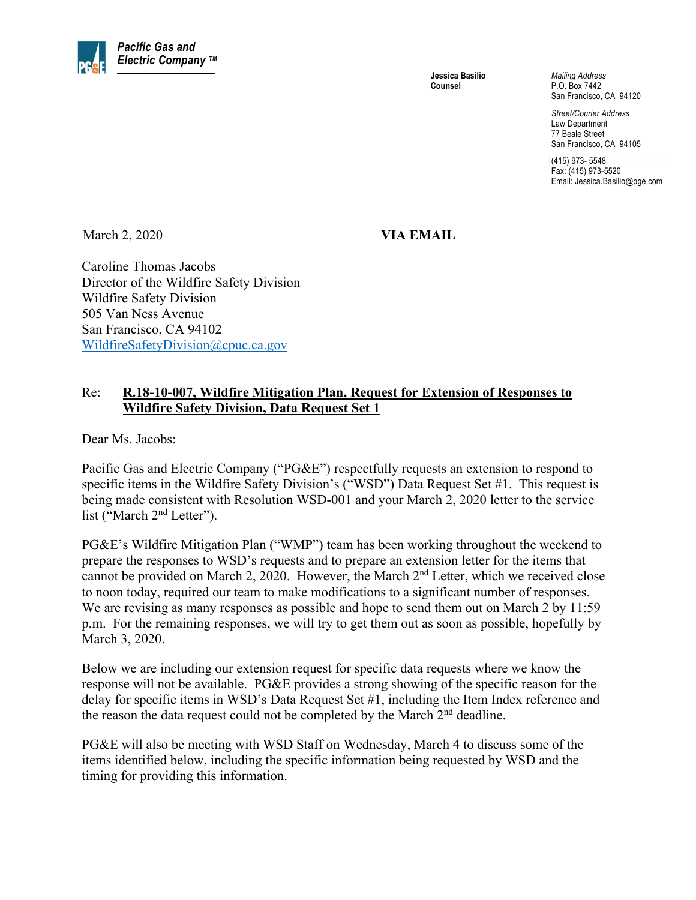**Pacific Gas and Electric Company™**

**Jessica Basilio**
**Counsel**

*Mailing Address*
P.O. Box 7442
San Francisco, CA 94120

*Street/Courier Address*
Law Department
77 Beale Street
San Francisco, CA 94105

(415) 973- 5548
Fax: (415) 973-5520
Email: Jessica.Basilio@pge.com

March 2, 2020 **VIA EMAIL**

Caroline Thomas Jacobs
Director of the Wildfire Safety Division
Wildfire Safety Division
505 Van Ness Avenue
San Francisco, CA 94102
WildfireSafetyDivision@cpuc.ca.gov

Re: **R.18-10-007, Wildfire Mitigation Plan, Request for Extension of Responses to Wildfire Safety Division, Data Request Set 1**

Dear Ms. Jacobs:

Pacific Gas and Electric Company ("PG&E") respectfully requests an extension to respond to specific items in the Wildfire Safety Division's ("WSD") Data Request Set #1. This request is being made consistent with Resolution WSD-001 and your March 2, 2020 letter to the service list ("March 2nd Letter").

PG&E's Wildfire Mitigation Plan ("WMP") team has been working throughout the weekend to prepare the responses to WSD's requests and to prepare an extension letter for the items that cannot be provided on March 2, 2020. However, the March 2nd Letter, which we received close to noon today, required our team to make modifications to a significant number of responses. We are revising as many responses as possible and hope to send them out on March 2 by 11:59 p.m. For the remaining responses, we will try to get them out as soon as possible, hopefully by March 3, 2020.

Below we are including our extension request for specific data requests where we know the response will not be available. PG&E provides a strong showing of the specific reason for the delay for specific items in WSD's Data Request Set #1, including the Item Index reference and the reason the data request could not be completed by the March 2nd deadline.

PG&E will also be meeting with WSD Staff on Wednesday, March 4 to discuss some of the items identified below, including the specific information being requested by WSD and the timing for providing this information.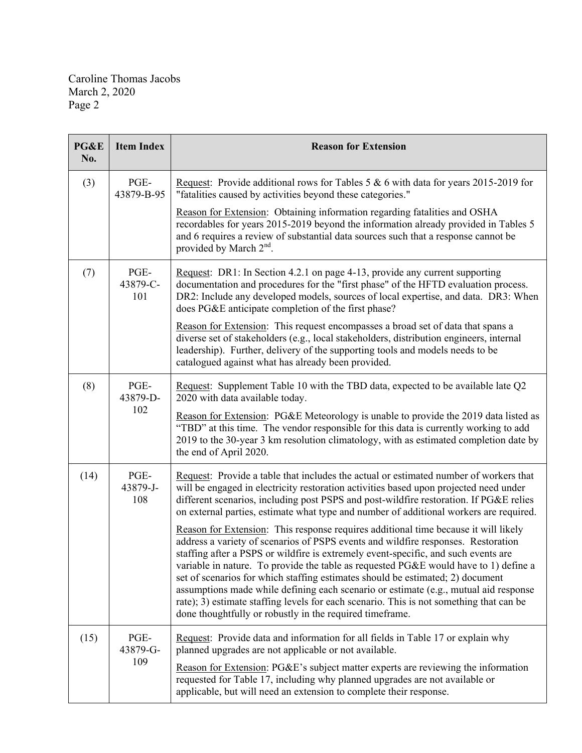| PG&E No. | Item Index | Reason for Extension |
|---|---|---|
| (3) | PGE-43879-B-95 | Request: Provide additional rows for Tables 5 & 6 with data for years 2015-2019 for "fatalities caused by activities beyond these categories."<br><br>Reason for Extension: Obtaining information regarding fatalities and OSHA recordables for years 2015-2019 beyond the information already provided in Tables 5 and 6 requires a review of substantial data sources such that a response cannot be provided by March 2nd. |
| (7) | PGE-43879-C-101 | Request: DR1: In Section 4.2.1 on page 4-13, provide any current supporting documentation and procedures for the "first phase" of the HFTD evaluation process. DR2: Include any developed models, sources of local expertise, and data. DR3: When does PG&E anticipate completion of the first phase?<br><br>Reason for Extension: This request encompasses a broad set of data that spans a diverse set of stakeholders (e.g., local stakeholders, distribution engineers, internal leadership). Further, delivery of the supporting tools and models needs to be catalogued against what has already been provided. |
| (8) | PGE-43879-D-102 | Request: Supplement Table 10 with the TBD data, expected to be available late Q2 2020 with data available today.<br><br>Reason for Extension: PG&E Meteorology is unable to provide the 2019 data listed as "TBD" at this time. The vendor responsible for this data is currently working to add 2019 to the 30-year 3 km resolution climatology, with as estimated completion date by the end of April 2020. |
| (14) | PGE-43879-J-108 | Request: Provide a table that includes the actual or estimated number of workers that will be engaged in electricity restoration activities based upon projected need under different scenarios, including post PSPS and post-wildfire restoration. If PG&E relies on external parties, estimate what type and number of additional workers are required.<br><br>Reason for Extension: This response requires additional time because it will likely address a variety of scenarios of PSPS events and wildfire responses. Restoration staffing after a PSPS or wildfire is extremely event-specific, and such events are variable in nature. To provide the table as requested PG&E would have to 1) define a set of scenarios for which staffing estimates should be estimated; 2) document assumptions made while defining each scenario or estimate (e.g., mutual aid response rate); 3) estimate staffing levels for each scenario. This is not something that can be done thoughtfully or robustly in the required timeframe. |
| (15) | PGE-43879-G-109 | Request: Provide data and information for all fields in Table 17 or explain why planned upgrades are not applicable or not available.<br><br>Reason for Extension: PG&E's subject matter experts are reviewing the information requested for Table 17, including why planned upgrades are not available or applicable, but will need an extension to complete their response. |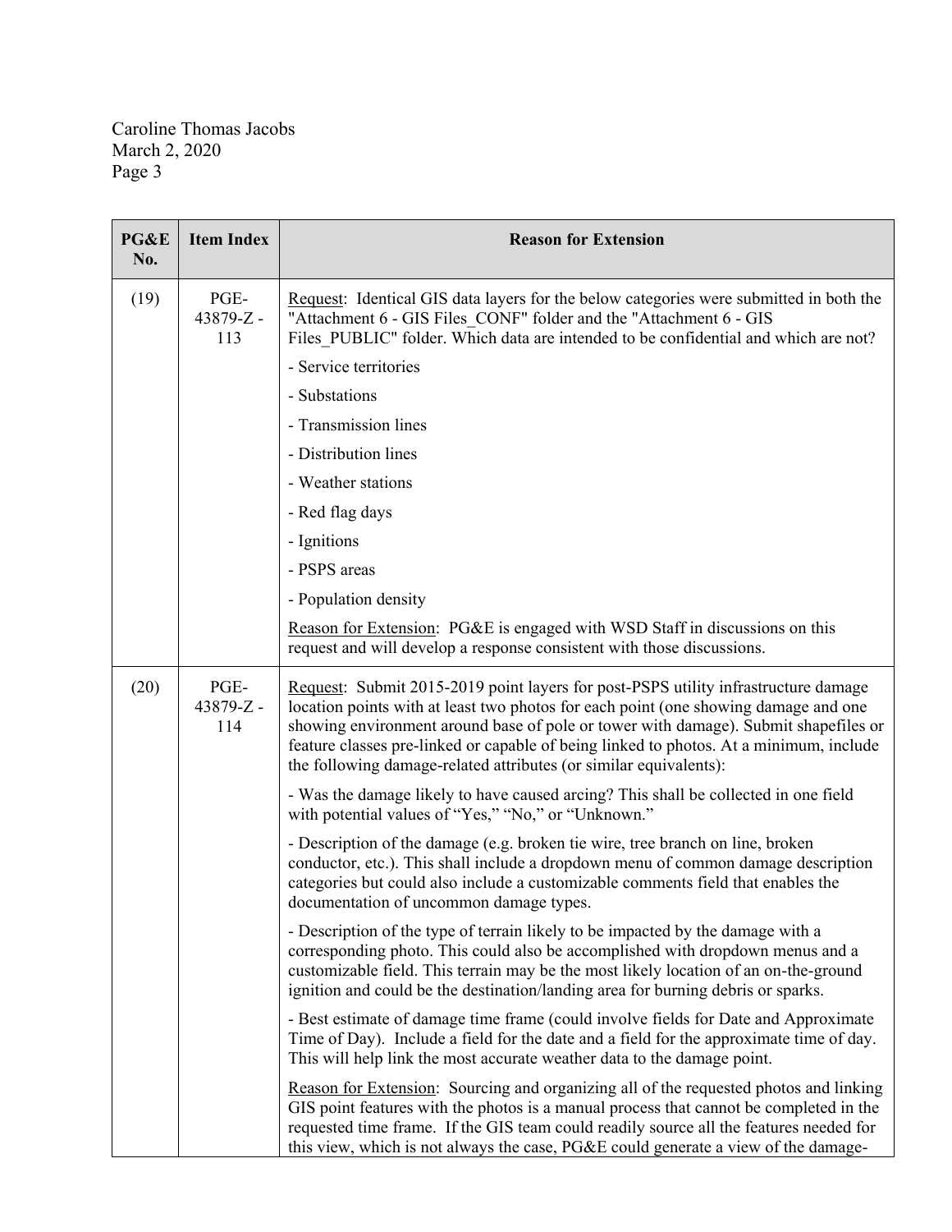| PG&E No. | Item Index | Reason for Extension |
|---|---|---|
| (19) | PGE-43879-Z - 113 | Request: Identical GIS data layers for the below categories were submitted in both the "Attachment 6 - GIS Files_CONF" folder and the "Attachment 6 - GIS Files_PUBLIC" folder. Which data are intended to be confidential and which are not?<br><br>- Service territories<br><br>- Substations<br><br>- Transmission lines<br><br>- Distribution lines<br><br>- Weather stations<br><br>- Red flag days<br><br>- Ignitions<br><br>- PSPS areas<br><br>- Population density<br><br>Reason for Extension: PG&E is engaged with WSD Staff in discussions on this request and will develop a response consistent with those discussions. |
| (20) | PGE-43879-Z - 114 | Request: Submit 2015-2019 point layers for post-PSPS utility infrastructure damage location points with at least two photos for each point (one showing damage and one showing environment around base of pole or tower with damage). Submit shapefiles or feature classes pre-linked or capable of being linked to photos. At a minimum, include the following damage-related attributes (or similar equivalents):<br><br>- Was the damage likely to have caused arcing? This shall be collected in one field with potential values of "Yes," "No," or "Unknown."<br><br>- Description of the damage (e.g. broken tie wire, tree branch on line, broken conductor, etc.). This shall include a dropdown menu of common damage description categories but could also include a customizable comments field that enables the documentation of uncommon damage types.<br><br>- Description of the type of terrain likely to be impacted by the damage with a corresponding photo. This could also be accomplished with dropdown menus and a customizable field. This terrain may be the most likely location of an on-the-ground ignition and could be the destination/landing area for burning debris or sparks.<br><br>- Best estimate of damage time frame (could involve fields for Date and Approximate Time of Day). Include a field for the date and a field for the approximate time of day. This will help link the most accurate weather data to the damage point.<br><br>Reason for Extension: Sourcing and organizing all of the requested photos and linking GIS point features with the photos is a manual process that cannot be completed in the requested time frame. If the GIS team could readily source all the features needed for this view, which is not always the case, PG&E could generate a view of the damage- |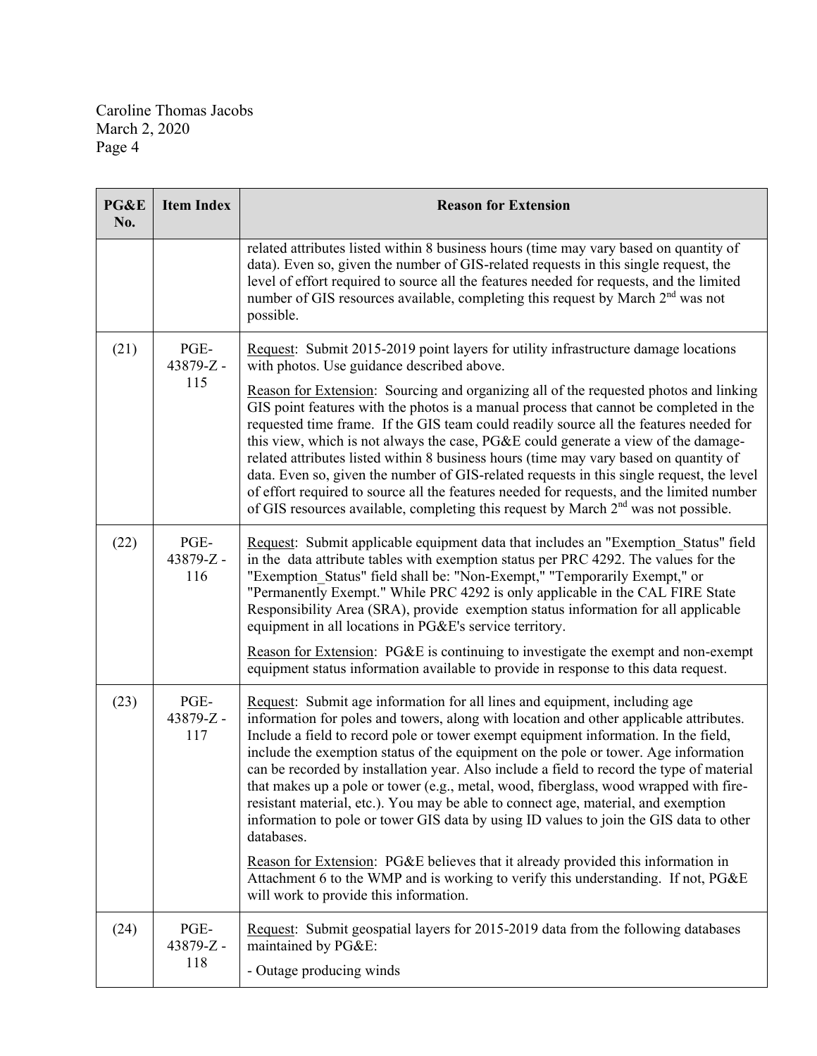| PG&E No. | Item Index | Reason for Extension |
|---|---|---|
| | | related attributes listed within 8 business hours (time may vary based on quantity of data). Even so, given the number of GIS-related requests in this single request, the level of effort required to source all the features needed for requests, and the limited number of GIS resources available, completing this request by March 2nd was not possible. |
| (21) | PGE-43879-Z - 115 | Request: Submit 2015-2019 point layers for utility infrastructure damage locations with photos. Use guidance described above.<br><br>Reason for Extension: Sourcing and organizing all of the requested photos and linking GIS point features with the photos is a manual process that cannot be completed in the requested time frame. If the GIS team could readily source all the features needed for this view, which is not always the case, PG&E could generate a view of the damage-related attributes listed within 8 business hours (time may vary based on quantity of data. Even so, given the number of GIS-related requests in this single request, the level of effort required to source all the features needed for requests, and the limited number of GIS resources available, completing this request by March 2nd was not possible. |
| (22) | PGE-43879-Z - 116 | Request: Submit applicable equipment data that includes an "Exemption_Status" field in the data attribute tables with exemption status per PRC 4292. The values for the "Exemption_Status" field shall be: "Non-Exempt," "Temporarily Exempt," or "Permanently Exempt." While PRC 4292 is only applicable in the CAL FIRE State Responsibility Area (SRA), provide exemption status information for all applicable equipment in all locations in PG&E's service territory.<br><br>Reason for Extension: PG&E is continuing to investigate the exempt and non-exempt equipment status information available to provide in response to this data request. |
| (23) | PGE-43879-Z - 117 | Request: Submit age information for all lines and equipment, including age information for poles and towers, along with location and other applicable attributes. Include a field to record pole or tower exempt equipment information. In the field, include the exemption status of the equipment on the pole or tower. Age information can be recorded by installation year. Also include a field to record the type of material that makes up a pole or tower (e.g., metal, wood, fiberglass, wood wrapped with fire-resistant material, etc.). You may be able to connect age, material, and exemption information to pole or tower GIS data by using ID values to join the GIS data to other databases.<br><br>Reason for Extension: PG&E believes that it already provided this information in Attachment 6 to the WMP and is working to verify this understanding. If not, PG&E will work to provide this information. |
| (24) | PGE-43879-Z - 118 | Request: Submit geospatial layers for 2015-2019 data from the following databases maintained by PG&E:<br><br>- Outage producing winds |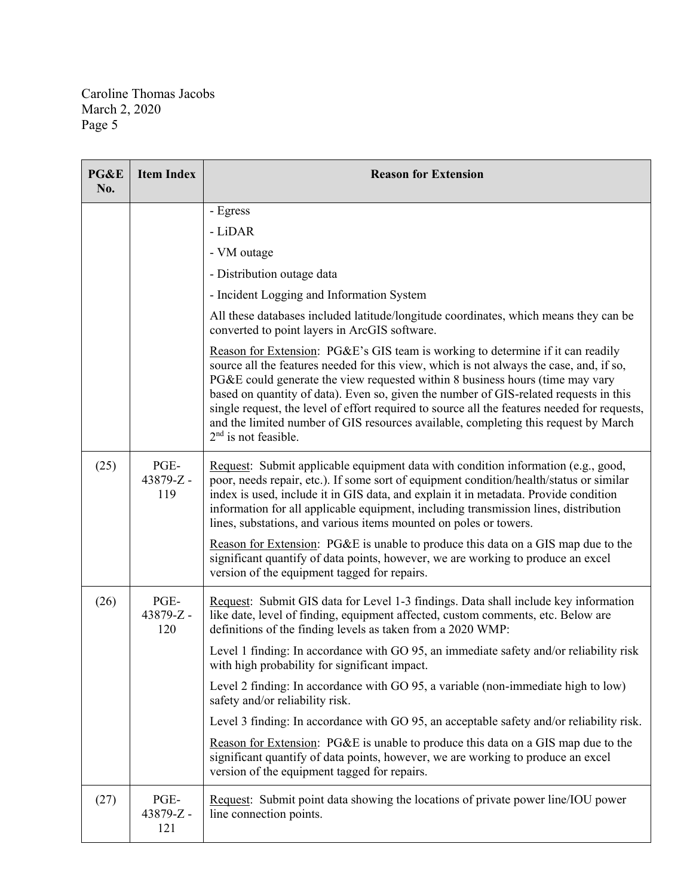Caroline Thomas Jacobs
March 2, 2020
Page 5

| PG&E No. | Item Index | Reason for Extension |
|---|---|---|
| | | - Egress<br>- LiDAR<br>- VM outage<br>- Distribution outage data<br>- Incident Logging and Information System<br>All these databases included latitude/longitude coordinates, which means they can be converted to point layers in ArcGIS software.<br>Reason for Extension: PG&E's GIS team is working to determine if it can readily source all the features needed for this view, which is not always the case, and, if so, PG&E could generate the view requested within 8 business hours (time may vary based on quantity of data). Even so, given the number of GIS-related requests in this single request, the level of effort required to source all the features needed for requests, and the limited number of GIS resources available, completing this request by March 2nd is not feasible. |
| (25) | PGE-43879-Z - 119 | Request: Submit applicable equipment data with condition information (e.g., good, poor, needs repair, etc.). If some sort of equipment condition/health/status or similar index is used, include it in GIS data, and explain it in metadata. Provide condition information for all applicable equipment, including transmission lines, distribution lines, substations, and various items mounted on poles or towers.<br>Reason for Extension: PG&E is unable to produce this data on a GIS map due to the significant quantify of data points, however, we are working to produce an excel version of the equipment tagged for repairs. |
| (26) | PGE-43879-Z - 120 | Request: Submit GIS data for Level 1-3 findings. Data shall include key information like date, level of finding, equipment affected, custom comments, etc. Below are definitions of the finding levels as taken from a 2020 WMP:<br>Level 1 finding: In accordance with GO 95, an immediate safety and/or reliability risk with high probability for significant impact.<br>Level 2 finding: In accordance with GO 95, a variable (non-immediate high to low) safety and/or reliability risk.<br>Level 3 finding: In accordance with GO 95, an acceptable safety and/or reliability risk.<br>Reason for Extension: PG&E is unable to produce this data on a GIS map due to the significant quantify of data points, however, we are working to produce an excel version of the equipment tagged for repairs. |
| (27) | PGE-43879-Z - 121 | Request: Submit point data showing the locations of private power line/IOU power line connection points. |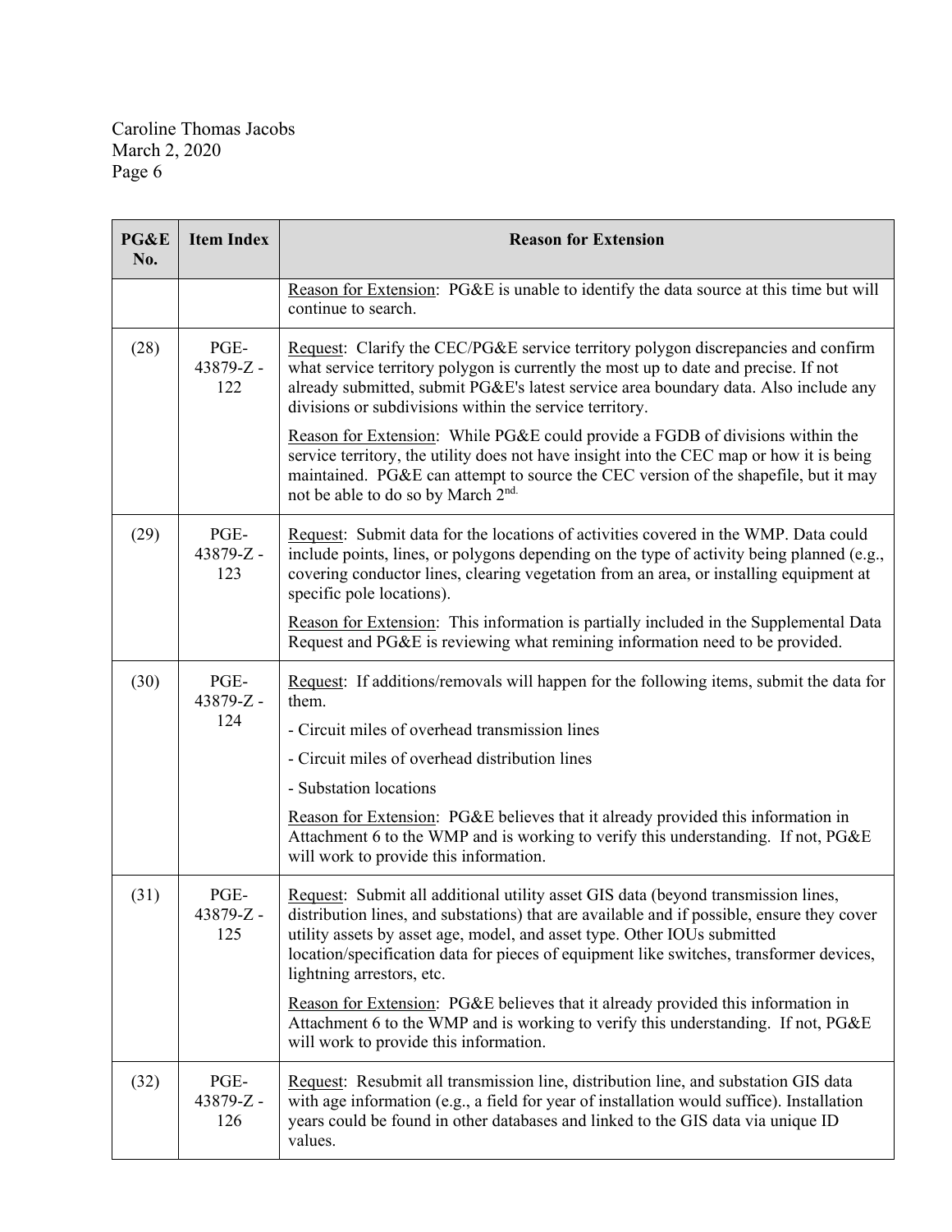| PG&E No. | Item Index | Reason for Extension |
|---|---|---|
| | | Reason for Extension: PG&E is unable to identify the data source at this time but will continue to search. |
| (28) | PGE-43879-Z - 122 | Request: Clarify the CEC/PG&E service territory polygon discrepancies and confirm what service territory polygon is currently the most up to date and precise. If not already submitted, submit PG&E's latest service area boundary data. Also include any divisions or subdivisions within the service territory.<br><br>Reason for Extension: While PG&E could provide a FGDB of divisions within the service territory, the utility does not have insight into the CEC map or how it is being maintained. PG&E can attempt to source the CEC version of the shapefile, but it may not be able to do so by March 2nd. |
| (29) | PGE-43879-Z - 123 | Request: Submit data for the locations of activities covered in the WMP. Data could include points, lines, or polygons depending on the type of activity being planned (e.g., covering conductor lines, clearing vegetation from an area, or installing equipment at specific pole locations).<br><br>Reason for Extension: This information is partially included in the Supplemental Data Request and PG&E is reviewing what remining information need to be provided. |
| (30) | PGE-43879-Z - 124 | Request: If additions/removals will happen for the following items, submit the data for them.<br><br>- Circuit miles of overhead transmission lines<br><br>- Circuit miles of overhead distribution lines<br><br>- Substation locations<br><br>Reason for Extension: PG&E believes that it already provided this information in Attachment 6 to the WMP and is working to verify this understanding. If not, PG&E will work to provide this information. |
| (31) | PGE-43879-Z - 125 | Request: Submit all additional utility asset GIS data (beyond transmission lines, distribution lines, and substations) that are available and if possible, ensure they cover utility assets by asset age, model, and asset type. Other IOUs submitted location/specification data for pieces of equipment like switches, transformer devices, lightning arrestors, etc.<br><br>Reason for Extension: PG&E believes that it already provided this information in Attachment 6 to the WMP and is working to verify this understanding. If not, PG&E will work to provide this information. |
| (32) | PGE-43879-Z - 126 | Request: Resubmit all transmission line, distribution line, and substation GIS data with age information (e.g., a field for year of installation would suffice). Installation years could be found in other databases and linked to the GIS data via unique ID values. |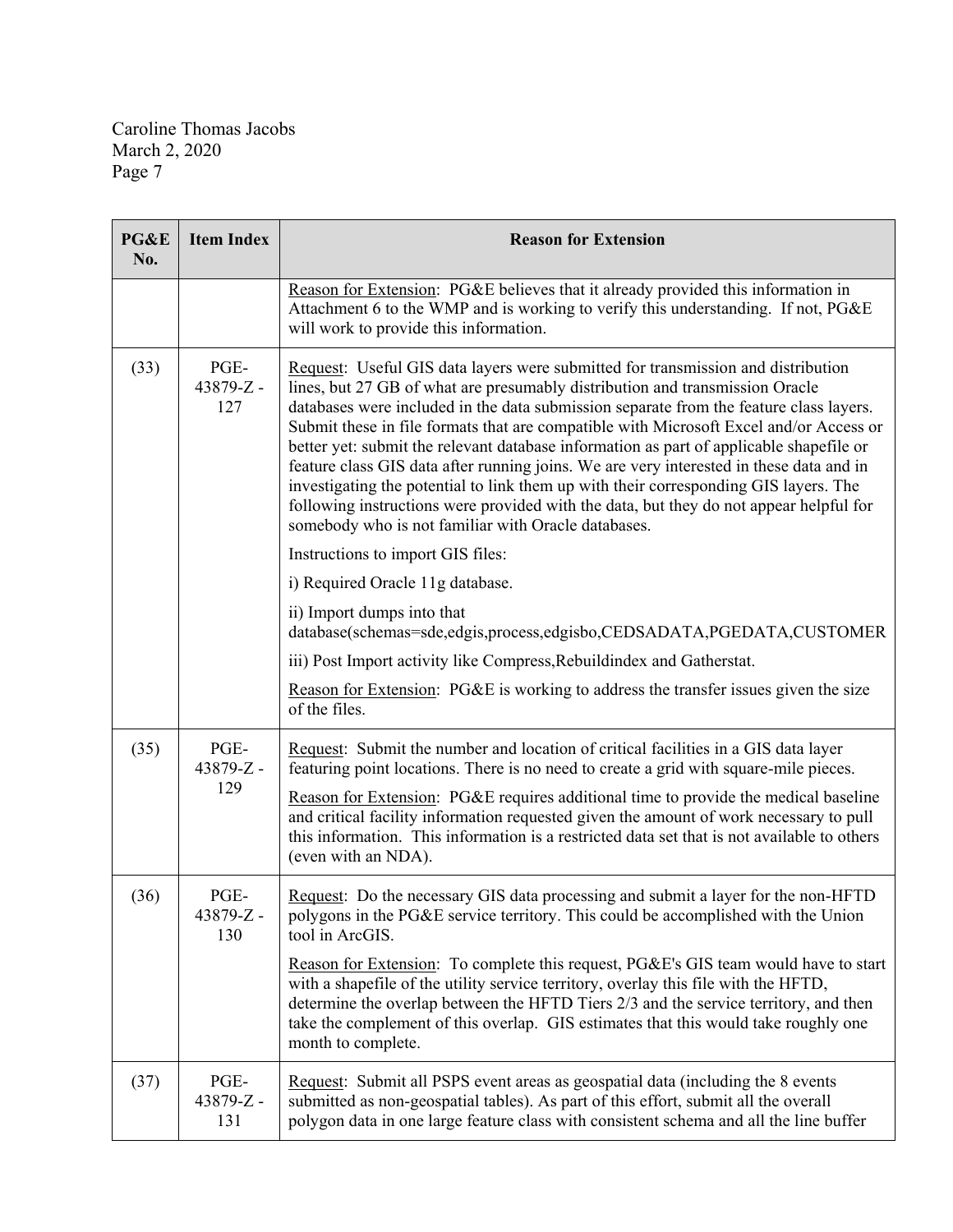| PG&E No. | Item Index | Reason for Extension |
|---|---|---|
| | | Reason for Extension: PG&E believes that it already provided this information in Attachment 6 to the WMP and is working to verify this understanding. If not, PG&E will work to provide this information. |
| (33) | PGE-43879-Z - 127 | Request: Useful GIS data layers were submitted for transmission and distribution lines, but 27 GB of what are presumably distribution and transmission Oracle databases were included in the data submission separate from the feature class layers. Submit these in file formats that are compatible with Microsoft Excel and/or Access or better yet: submit the relevant database information as part of applicable shapefile or feature class GIS data after running joins. We are very interested in these data and in investigating the potential to link them up with their corresponding GIS layers. The following instructions were provided with the data, but they do not appear helpful for somebody who is not familiar with Oracle databases.<br><br>Instructions to import GIS files:<br><br>i) Required Oracle 11g database.<br><br>ii) Import dumps into that database(schemas=sde,edgis,process,edgisbo,CEDSADATA,PGEDATA,CUSTOMER<br><br>iii) Post Import activity like Compress,Rebuildindex and Gatherstat.<br><br>Reason for Extension: PG&E is working to address the transfer issues given the size of the files. |
| (35) | PGE-43879-Z - 129 | Request: Submit the number and location of critical facilities in a GIS data layer featuring point locations. There is no need to create a grid with square-mile pieces.<br><br>Reason for Extension: PG&E requires additional time to provide the medical baseline and critical facility information requested given the amount of work necessary to pull this information. This information is a restricted data set that is not available to others (even with an NDA). |
| (36) | PGE-43879-Z - 130 | Request: Do the necessary GIS data processing and submit a layer for the non-HFTD polygons in the PG&E service territory. This could be accomplished with the Union tool in ArcGIS.<br><br>Reason for Extension: To complete this request, PG&E's GIS team would have to start with a shapefile of the utility service territory, overlay this file with the HFTD, determine the overlap between the HFTD Tiers 2/3 and the service territory, and then take the complement of this overlap. GIS estimates that this would take roughly one month to complete. |
| (37) | PGE-43879-Z - 131 | Request: Submit all PSPS event areas as geospatial data (including the 8 events submitted as non-geospatial tables). As part of this effort, submit all the overall polygon data in one large feature class with consistent schema and all the line buffer |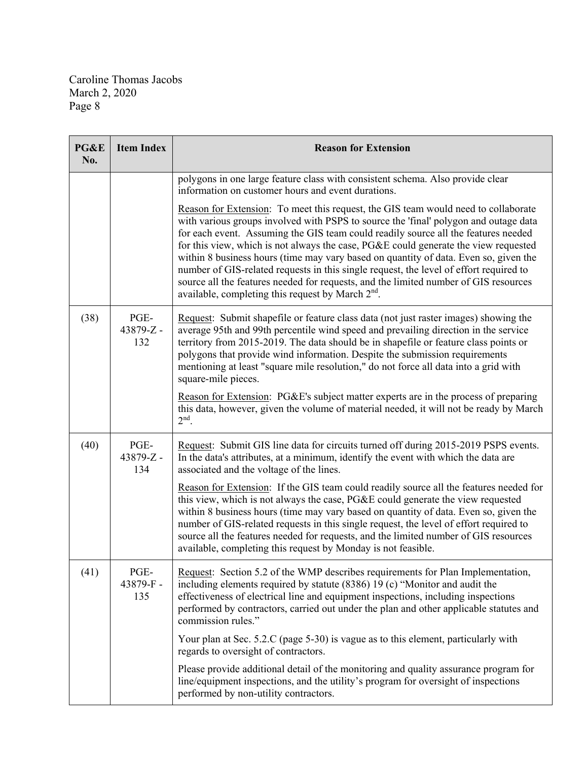Caroline Thomas Jacobs
March 2, 2020

| PG&E No. | Item Index | Reason for Extension |
|---|---|---|
| | | polygons in one large feature class with consistent schema. Also provide clear information on customer hours and event durations.<br><br>Reason for Extension: To meet this request, the GIS team would need to collaborate with various groups involved with PSPS to source the 'final' polygon and outage data for each event. Assuming the GIS team could readily source all the features needed for this view, which is not always the case, PG&E could generate the view requested within 8 business hours (time may vary based on quantity of data. Even so, given the number of GIS-related requests in this single request, the level of effort required to source all the features needed for requests, and the limited number of GIS resources available, completing this request by March 2nd. |
| (38) | PGE-43879-Z - 132 | Request: Submit shapefile or feature class data (not just raster images) showing the average 95th and 99th percentile wind speed and prevailing direction in the service territory from 2015-2019. The data should be in shapefile or feature class points or polygons that provide wind information. Despite the submission requirements mentioning at least "square mile resolution," do not force all data into a grid with square-mile pieces.<br><br>Reason for Extension: PG&E's subject matter experts are in the process of preparing this data, however, given the volume of material needed, it will not be ready by March 2nd. |
| (40) | PGE-43879-Z - 134 | Request: Submit GIS line data for circuits turned off during 2015-2019 PSPS events. In the data's attributes, at a minimum, identify the event with which the data are associated and the voltage of the lines.<br><br>Reason for Extension: If the GIS team could readily source all the features needed for this view, which is not always the case, PG&E could generate the view requested within 8 business hours (time may vary based on quantity of data. Even so, given the number of GIS-related requests in this single request, the level of effort required to source all the features needed for requests, and the limited number of GIS resources available, completing this request by Monday is not feasible. |
| (41) | PGE-43879-F - 135 | Request: Section 5.2 of the WMP describes requirements for Plan Implementation, including elements required by statute (8386) 19 (c) "Monitor and audit the effectiveness of electrical line and equipment inspections, including inspections performed by contractors, carried out under the plan and other applicable statutes and commission rules."<br><br>Your plan at Sec. 5.2.C (page 5-30) is vague as to this element, particularly with regards to oversight of contractors.<br><br>Please provide additional detail of the monitoring and quality assurance program for line/equipment inspections, and the utility's program for oversight of inspections performed by non-utility contractors. |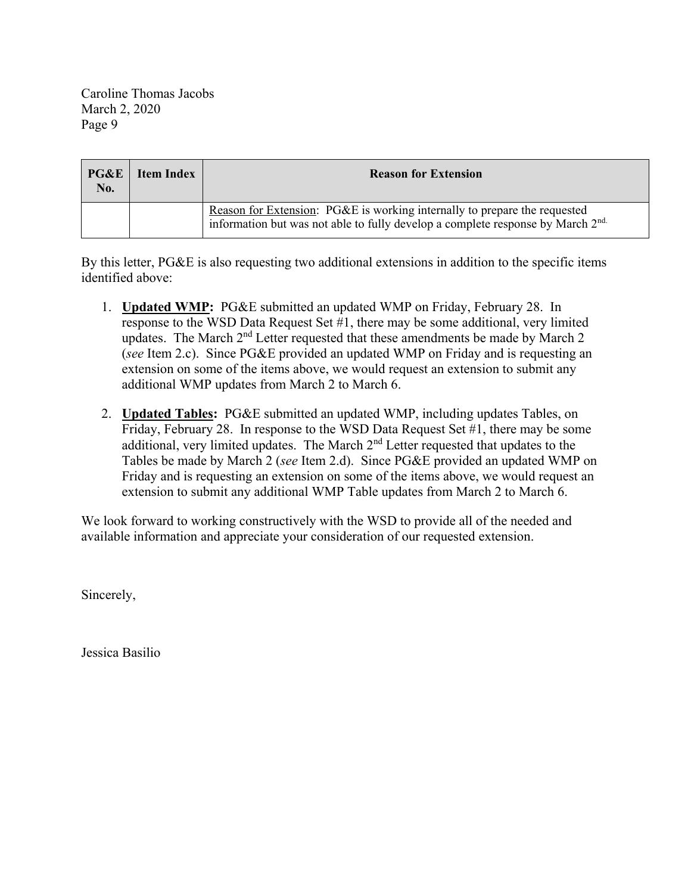Caroline Thomas Jacobs
March 2, 2020
Page 9

| PG&E No. | Item Index | Reason for Extension |
| --- | --- | --- |
| | | Reason for Extension: PG&E is working internally to prepare the requested information but was not able to fully develop a complete response by March 2nd. |

By this letter, PG&E is also requesting two additional extensions in addition to the specific items identified above:

1. **Updated WMP:** PG&E submitted an updated WMP on Friday, February 28. In response to the WSD Data Request Set #1, there may be some additional, very limited updates. The March 2nd Letter requested that these amendments be made by March 2 (*see* Item 2.c). Since PG&E provided an updated WMP on Friday and is requesting an extension on some of the items above, we would request an extension to submit any additional WMP updates from March 2 to March 6.

2. **Updated Tables:** PG&E submitted an updated WMP, including updates Tables, on Friday, February 28. In response to the WSD Data Request Set #1, there may be some additional, very limited updates. The March 2nd Letter requested that updates to the Tables be made by March 2 (*see* Item 2.d). Since PG&E provided an updated WMP on Friday and is requesting an extension on some of the items above, we would request an extension to submit any additional WMP Table updates from March 2 to March 6.

We look forward to working constructively with the WSD to provide all of the needed and available information and appreciate your consideration of our requested extension.

Sincerely,

Jessica Basilio